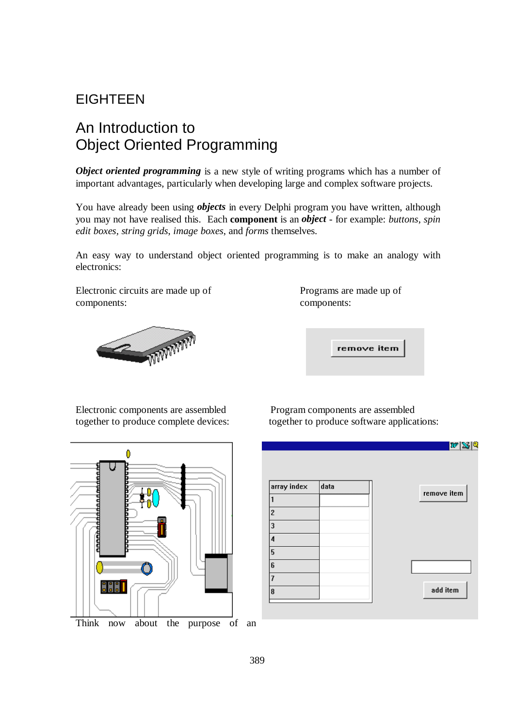# EIGHTEEN

# An Introduction to Object Oriented Programming

***Object oriented programming*** is a new style of writing programs which has a number of important advantages, particularly when developing large and complex software projects.

You have already been using ***objects*** in every Delphi program you have written, although you may not have realised this. Each **component** is an ***object*** - for example: *buttons*, *spin edit boxes*, *string grids*, *image boxes*, and *forms* themselves.

An easy way to understand object oriented programming is to make an analogy with electronics:

Electronic circuits are made up of components:

Programs are made up of components:

Electronic components are assembled together to produce complete devices:

Program components are assembled together to produce software applications:

Think now about the purpose of an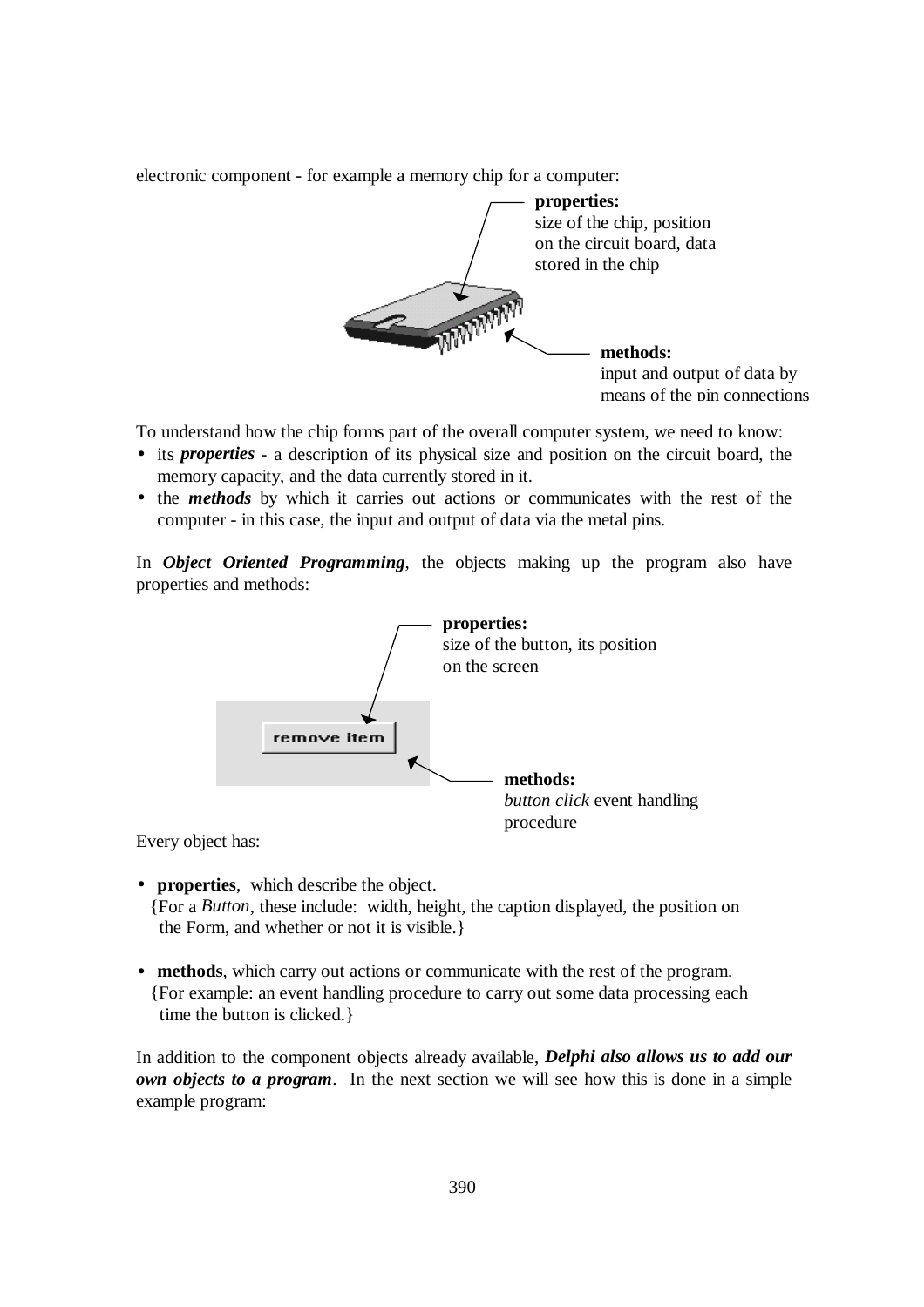electronic component - for example a memory chip for a computer:

**properties:**
size of the chip, position on the circuit board, data stored in the chip

**methods:**
input and output of data by means of the pin connections

To understand how the chip forms part of the overall computer system, we need to know:

- its ***properties*** - a description of its physical size and position on the circuit board, the memory capacity, and the data currently stored in it.
- the ***methods*** by which it carries out actions or communicates with the rest of the computer - in this case, the input and output of data via the metal pins.

In ***Object Oriented Programming***, the objects making up the program also have properties and methods:

**properties:**
size of the button, its position on the screen

remove item

**methods:**
*button click* event handling procedure

Every object has:

- **properties**, which describe the object.
  {For a *Button*, these include: width, height, the caption displayed, the position on the Form, and whether or not it is visible.}

- **methods**, which carry out actions or communicate with the rest of the program.
  {For example: an event handling procedure to carry out some data processing each time the button is clicked.}

In addition to the component objects already available, ***Delphi also allows us to add our own objects to a program***. In the next section we will see how this is done in a simple example program: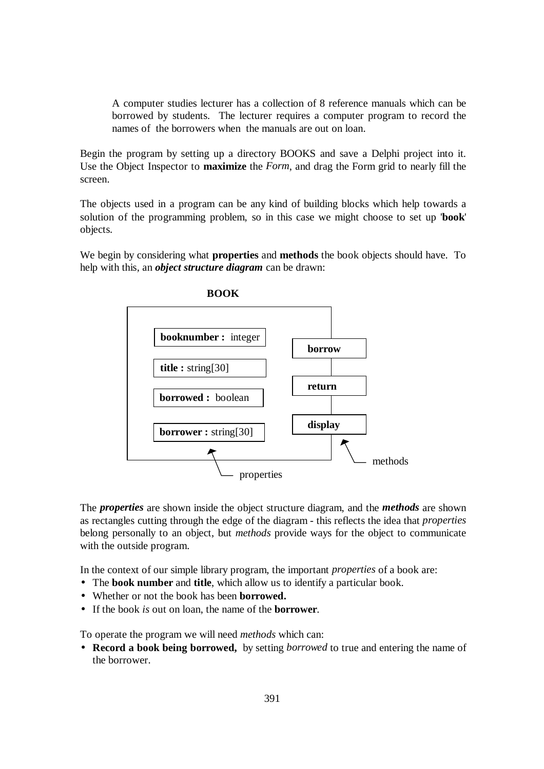> A computer studies lecturer has a collection of 8 reference manuals which can be borrowed by students. The lecturer requires a computer program to record the names of the borrowers when the manuals are out on loan.

Begin the program by setting up a directory BOOKS and save a Delphi project into it. Use the Object Inspector to **maximize** the *Form*, and drag the Form grid to nearly fill the screen.

The objects used in a program can be any kind of building blocks which help towards a solution of the programming problem, so in this case we might choose to set up '**book**' objects.

We begin by considering what **properties** and **methods** the book objects should have. To help with this, an ***object structure diagram*** can be drawn:

**BOOK**

Properties:
- **booknumber :** integer
- **title :** string[30]
- **borrowed :** boolean
- **borrower :** string[30]

Methods:
- **borrow**
- **return**
- **display**

The ***properties*** are shown inside the object structure diagram, and the ***methods*** are shown as rectangles cutting through the edge of the diagram - this reflects the idea that *properties* belong personally to an object, but *methods* provide ways for the object to communicate with the outside program.

In the context of our simple library program, the important *properties* of a book are:

- The **book number** and **title**, which allow us to identify a particular book.
- Whether or not the book has been **borrowed.**
- If the book *is* out on loan, the name of the **borrower**.

To operate the program we will need *methods* which can:

- **Record a book being borrowed,** by setting *borrowed* to true and entering the name of the borrower.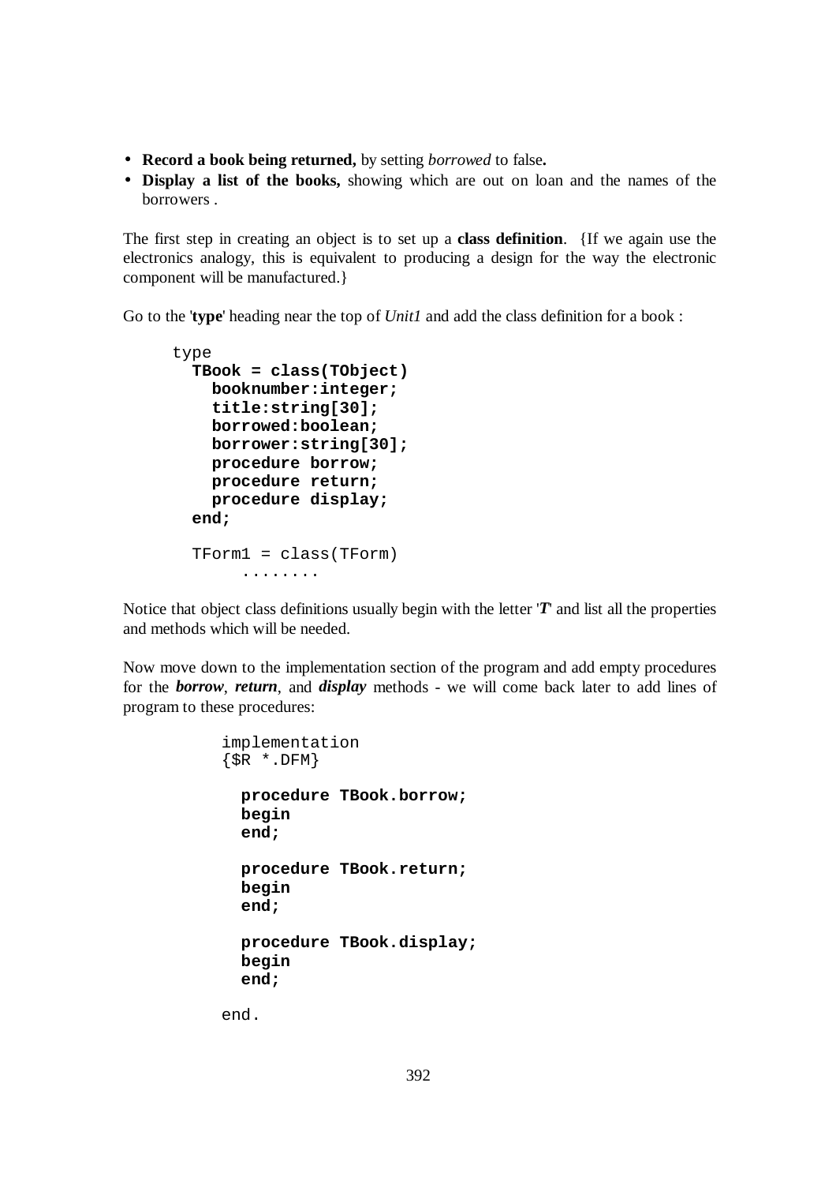- **Record a book being returned,** by setting *borrowed* to false**.**
- **Display a list of the books,** showing which are out on loan and the names of the borrowers .

The first step in creating an object is to set up a **class definition**. {If we again use the electronics analogy, this is equivalent to producing a design for the way the electronic component will be manufactured.}

Go to the '**type**' heading near the top of *Unit1* and add the class definition for a book :

```
type
  TBook = class(TObject)
    booknumber:integer;
    title:string[30];
    borrowed:boolean;
    borrower:string[30];
    procedure borrow;
    procedure return;
    procedure display;
  end;

  TForm1 = class(TForm)
       ........
```

Notice that object class definitions usually begin with the letter '***T***' and list all the properties and methods which will be needed.

Now move down to the implementation section of the program and add empty procedures for the ***borrow***, ***return***, and ***display*** methods - we will come back later to add lines of program to these procedures:

```
implementation
{$R *.DFM}

  procedure TBook.borrow;
  begin
  end;

  procedure TBook.return;
  begin
  end;

  procedure TBook.display;
  begin
  end;

end.
```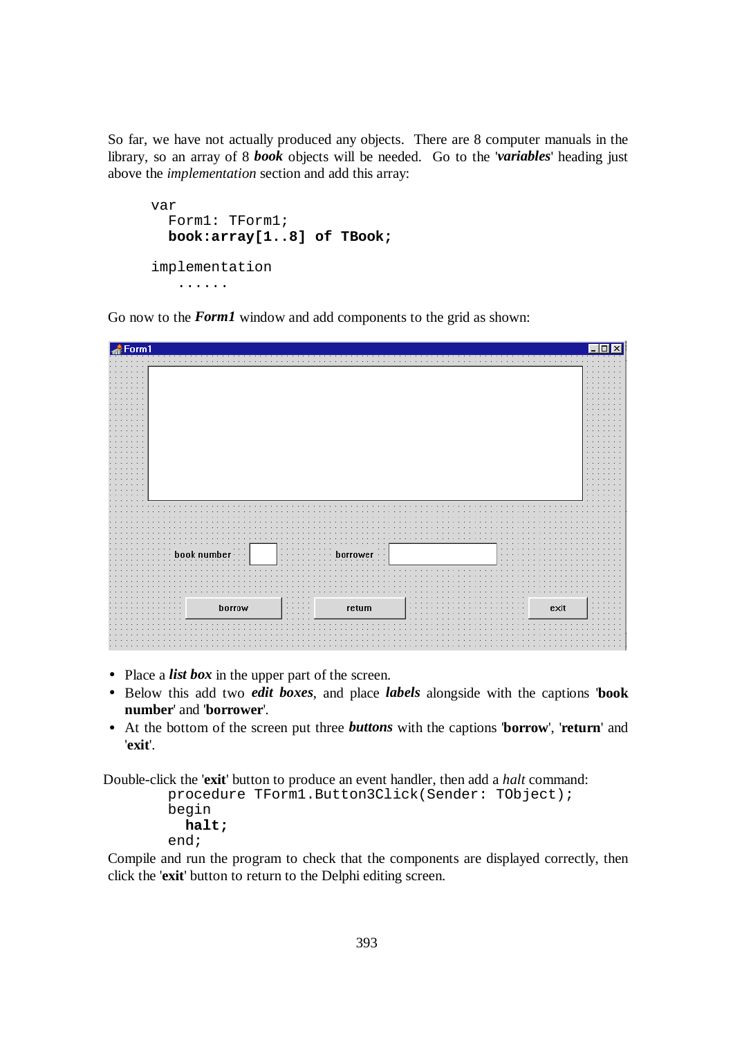So far, we have not actually produced any objects. There are 8 computer manuals in the library, so an array of 8 ***book*** objects will be needed. Go to the '***variables***' heading just above the *implementation* section and add this array:

```
var
  Form1: TForm1;
  book:array[1..8] of TBook;

implementation
   ......
```

Go now to the ***Form1*** window and add components to the grid as shown:

- Place a ***list box*** in the upper part of the screen.
- Below this add two ***edit boxes***, and place ***labels*** alongside with the captions '**book number**' and '**borrower**'.
- At the bottom of the screen put three ***buttons*** with the captions '**borrow**', '**return**' and '**exit**'.

Double-click the '**exit**' button to produce an event handler, then add a *halt* command:

```
procedure TForm1.Button3Click(Sender: TObject);
begin
  halt;
end;
```

Compile and run the program to check that the components are displayed correctly, then click the '**exit**' button to return to the Delphi editing screen.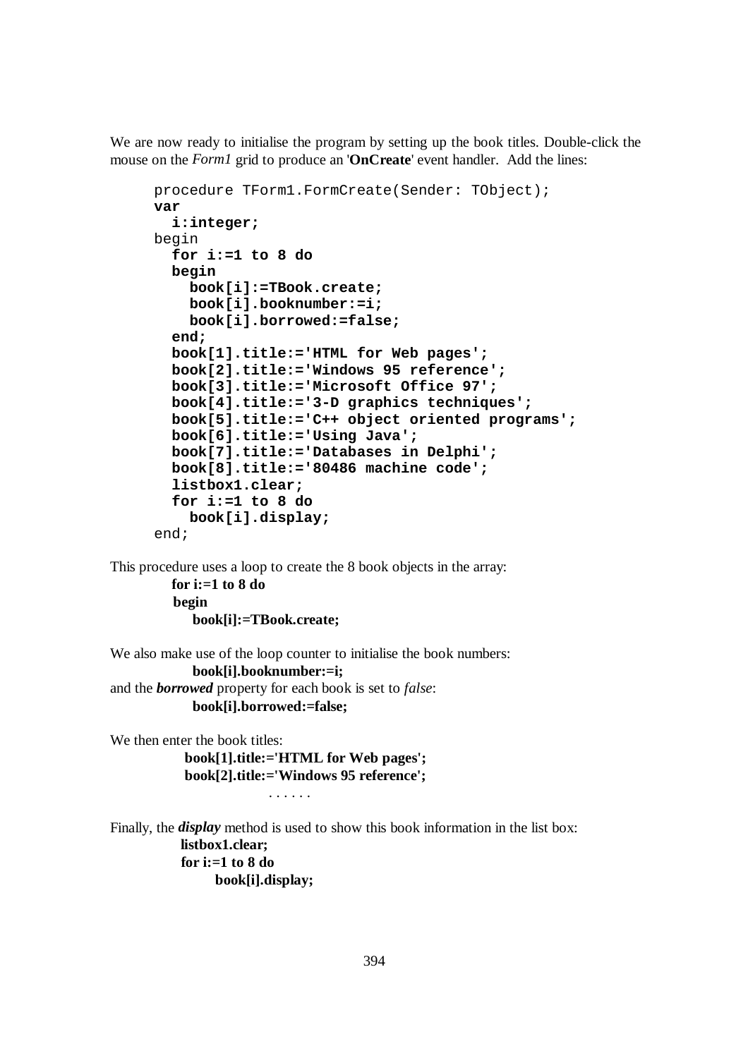We are now ready to initialise the program by setting up the book titles. Double-click the mouse on the *Form1* grid to produce an '**OnCreate**' event handler. Add the lines:

```
procedure TForm1.FormCreate(Sender: TObject);
var
  i:integer;
begin
  for i:=1 to 8 do
  begin
    book[i]:=TBook.create;
    book[i].booknumber:=i;
    book[i].borrowed:=false;
  end;
  book[1].title:='HTML for Web pages';
  book[2].title:='Windows 95 reference';
  book[3].title:='Microsoft Office 97';
  book[4].title:='3-D graphics techniques';
  book[5].title:='C++ object oriented programs';
  book[6].title:='Using Java';
  book[7].title:='Databases in Delphi';
  book[8].title:='80486 machine code';
  listbox1.clear;
  for i:=1 to 8 do
    book[i].display;
end;
```

This procedure uses a loop to create the 8 book objects in the array:

```
for i:=1 to 8 do
begin
   book[i]:=TBook.create;
```

We also make use of the loop counter to initialise the book numbers:

```
book[i].booknumber:=i;
```

and the ***borrowed*** property for each book is set to *false*:

```
book[i].borrowed:=false;
```

We then enter the book titles:

```
book[1].title:='HTML for Web pages';
book[2].title:='Windows 95 reference';
            . . . . . .
```

Finally, the ***display*** method is used to show this book information in the list box:

```
listbox1.clear;
for i:=1 to 8 do
      book[i].display;
```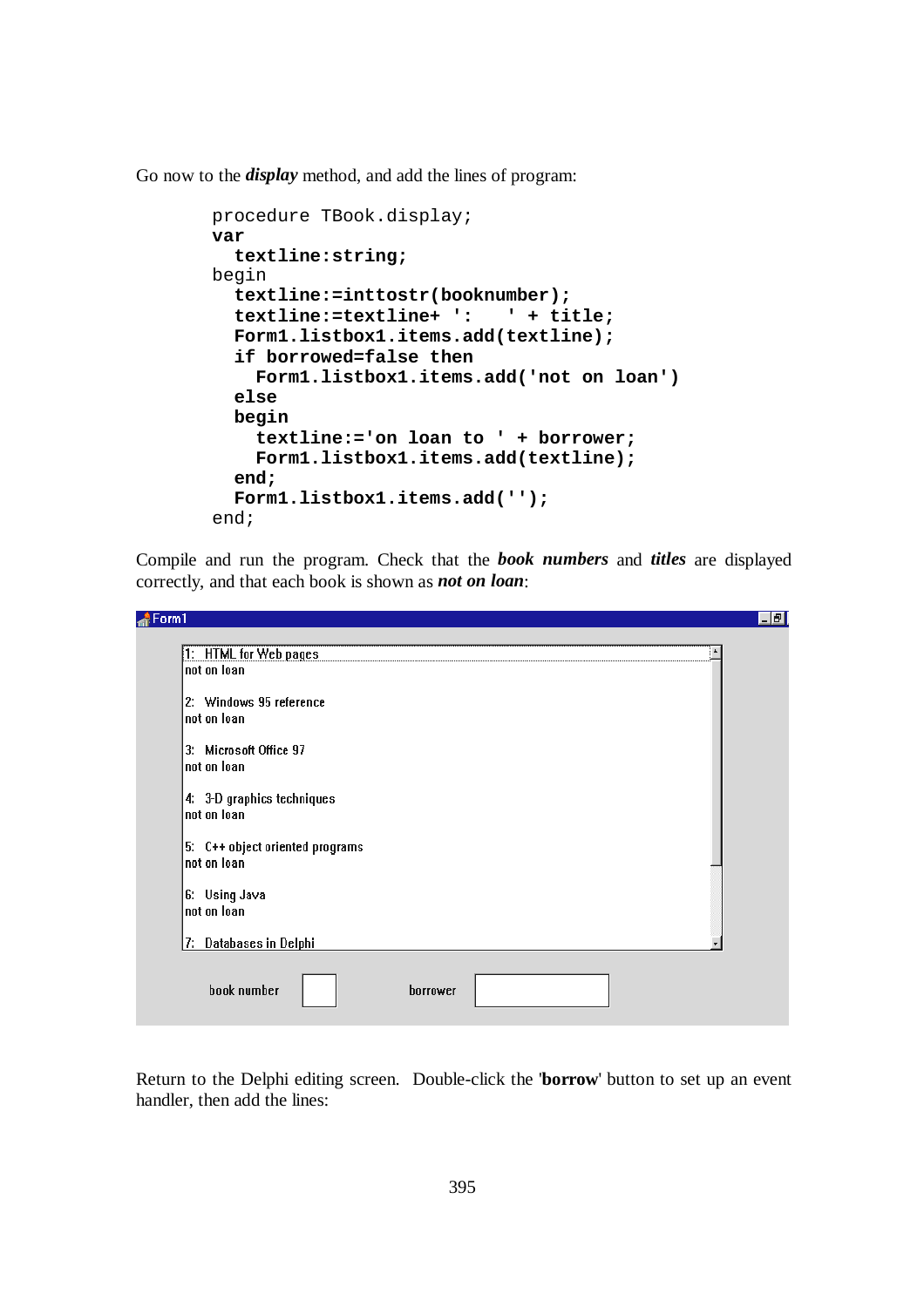Go now to the ***display*** method, and add the lines of program:

```
procedure TBook.display;
var
  textline:string;
begin
  textline:=inttostr(booknumber);
  textline:=textline+ ':   ' + title;
  Form1.listbox1.items.add(textline);
  if borrowed=false then
    Form1.listbox1.items.add('not on loan')
  else
  begin
    textline:='on loan to ' + borrower;
    Form1.listbox1.items.add(textline);
  end;
  Form1.listbox1.items.add('');
end;
```

Compile and run the program. Check that the ***book numbers*** and ***titles*** are displayed correctly, and that each book is shown as ***not on loan***:

Return to the Delphi editing screen. Double-click the '**borrow**' button to set up an event handler, then add the lines: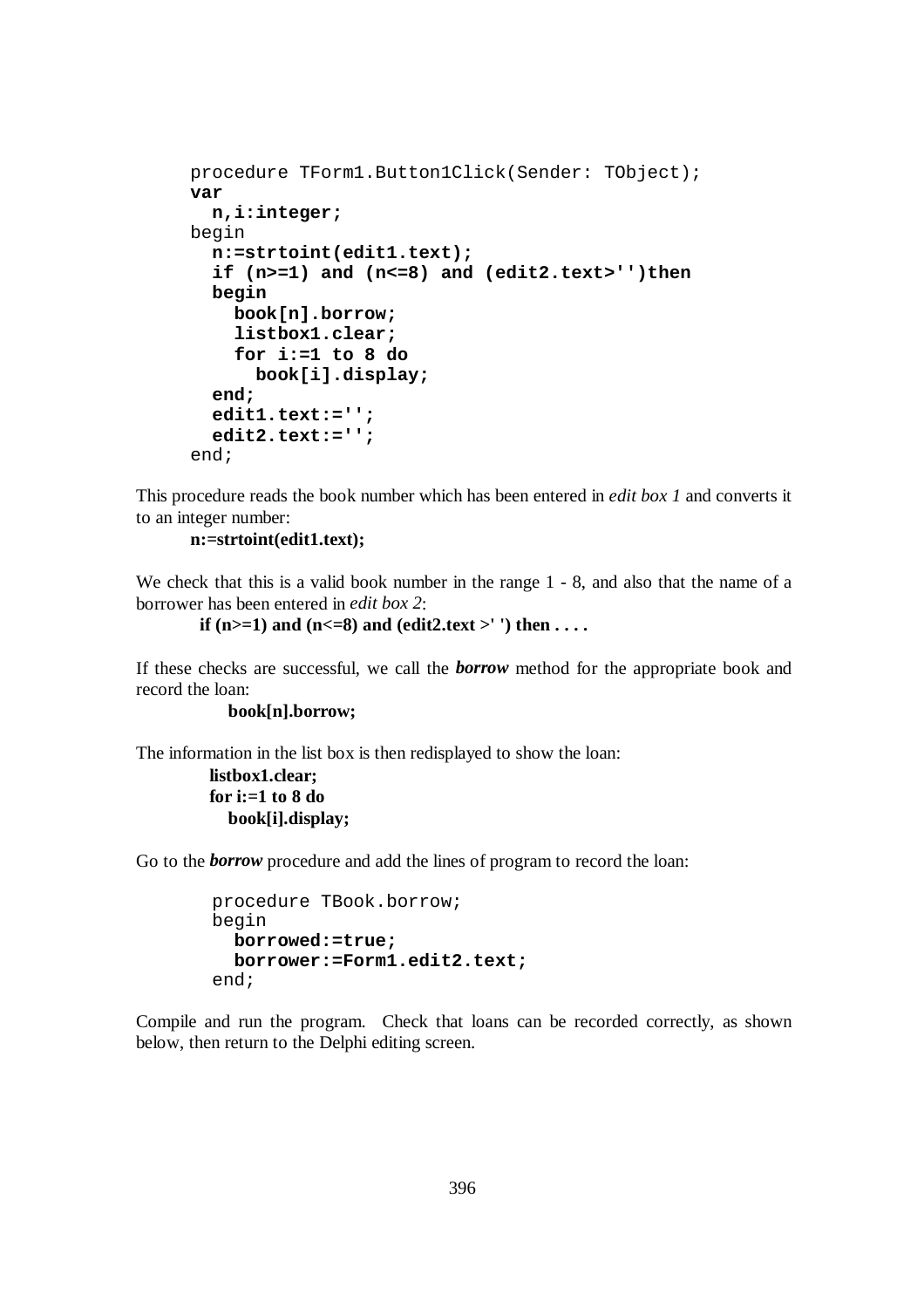```
procedure TForm1.Button1Click(Sender: TObject);
var
  n,i:integer;
begin
  n:=strtoint(edit1.text);
  if (n>=1) and (n<=8) and (edit2.text>'')then
  begin
    book[n].borrow;
    listbox1.clear;
    for i:=1 to 8 do
      book[i].display;
  end;
  edit1.text:='';
  edit2.text:='';
end;
```

This procedure reads the book number which has been entered in *edit box 1* and converts it to an integer number:

**n:=strtoint(edit1.text);**

We check that this is a valid book number in the range 1 - 8, and also that the name of a borrower has been entered in *edit box 2*:

**if (n>=1) and (n<=8) and (edit2.text >' ') then . . . .**

If these checks are successful, we call the ***borrow*** method for the appropriate book and record the loan:

**book[n].borrow;**

The information in the list box is then redisplayed to show the loan:

**listbox1.clear;**
**for i:=1 to 8 do**
**book[i].display;**

Go to the ***borrow*** procedure and add the lines of program to record the loan:

```
procedure TBook.borrow;
begin
  borrowed:=true;
  borrower:=Form1.edit2.text;
end;
```

Compile and run the program. Check that loans can be recorded correctly, as shown below, then return to the Delphi editing screen.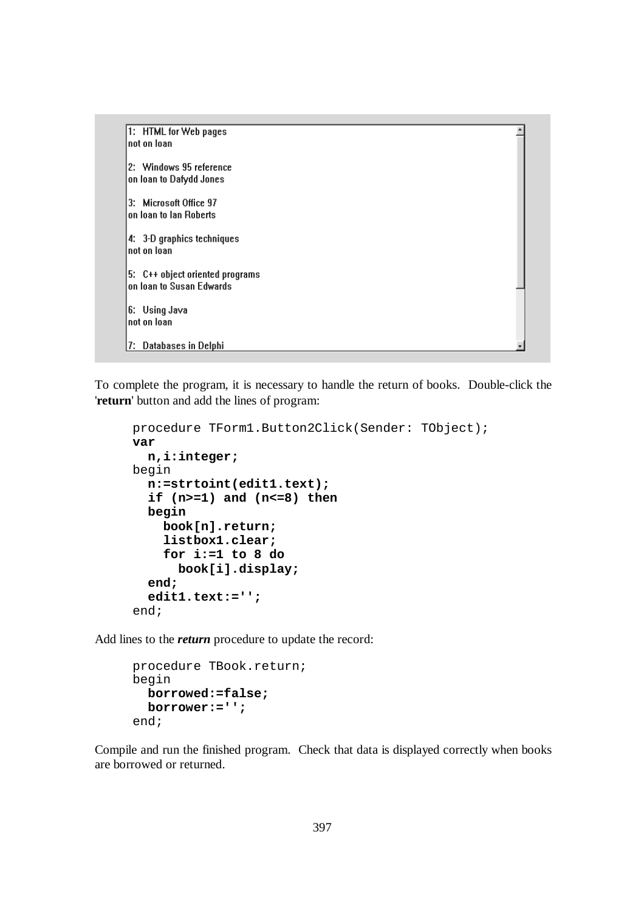```
1:  HTML for Web pages
not on loan

2:  Windows 95 reference
on loan to Dafydd Jones

3:  Microsoft Office 97
on loan to Ian Roberts

4:  3-D graphics techniques
not on loan

5:  C++ object oriented programs
on loan to Susan Edwards

6:  Using Java
not on loan

7:  Databases in Delphi
```

To complete the program, it is necessary to handle the return of books. Double-click the '**return**' button and add the lines of program:

```
procedure TForm1.Button2Click(Sender: TObject);
var
  n,i:integer;
begin
  n:=strtoint(edit1.text);
  if (n>=1) and (n<=8) then
  begin
    book[n].return;
    listbox1.clear;
    for i:=1 to 8 do
      book[i].display;
  end;
  edit1.text:='';
end;
```

Add lines to the ***return*** procedure to update the record:

```
procedure TBook.return;
begin
  borrowed:=false;
  borrower:='';
end;
```

Compile and run the finished program. Check that data is displayed correctly when books are borrowed or returned.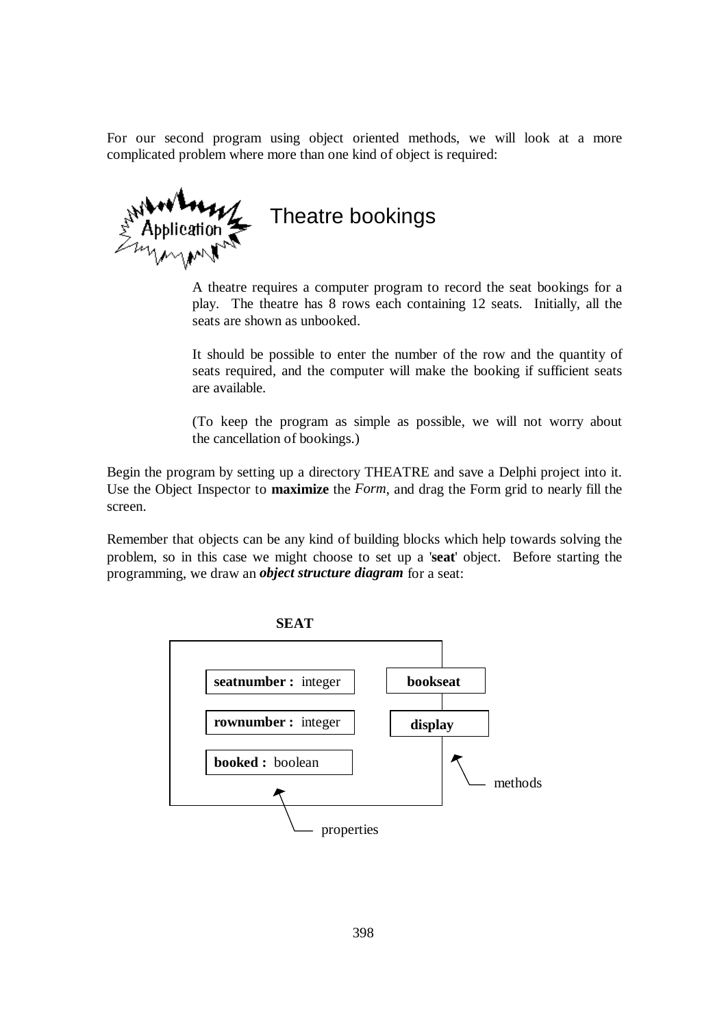For our second program using object oriented methods, we will look at a more complicated problem where more than one kind of object is required:

## Application: Theatre bookings

A theatre requires a computer program to record the seat bookings for a play. The theatre has 8 rows each containing 12 seats. Initially, all the seats are shown as unbooked.

It should be possible to enter the number of the row and the quantity of seats required, and the computer will make the booking if sufficient seats are available.

(To keep the program as simple as possible, we will not worry about the cancellation of bookings.)

Begin the program by setting up a directory THEATRE and save a Delphi project into it. Use the Object Inspector to **maximize** the *Form*, and drag the Form grid to nearly fill the screen.

Remember that objects can be any kind of building blocks which help towards solving the problem, so in this case we might choose to set up a '**seat**' object. Before starting the programming, we draw an ***object structure diagram*** for a seat:

**SEAT**

| properties | methods |
|---|---|
| **seatnumber :** integer | **bookseat** |
| **rownumber :** integer | **display** |
| **booked :** boolean | |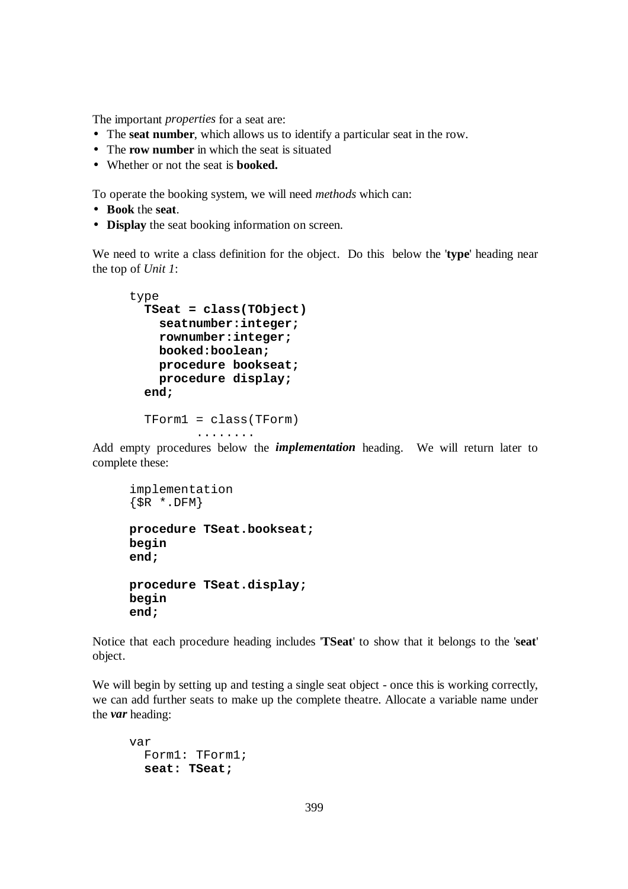The important *properties* for a seat are:

- The **seat number**, which allows us to identify a particular seat in the row.
- The **row number** in which the seat is situated
- Whether or not the seat is **booked.**

To operate the booking system, we will need *methods* which can:

- **Book** the **seat**.
- **Display** the seat booking information on screen.

We need to write a class definition for the object. Do this below the '**type**' heading near the top of *Unit 1*:

```
type
  TSeat = class(TObject)
    seatnumber:integer;
    rownumber:integer;
    booked:boolean;
    procedure bookseat;
    procedure display;
  end;

  TForm1 = class(TForm)
         ........
```

Add empty procedures below the ***implementation*** heading. We will return later to complete these:

```
implementation
{$R *.DFM}

procedure TSeat.bookseat;
begin
end;

procedure TSeat.display;
begin
end;
```

Notice that each procedure heading includes '**TSeat**' to show that it belongs to the '**seat**' object.

We will begin by setting up and testing a single seat object - once this is working correctly, we can add further seats to make up the complete theatre. Allocate a variable name under the ***var*** heading:

```
var
  Form1: TForm1;
  seat: TSeat;
```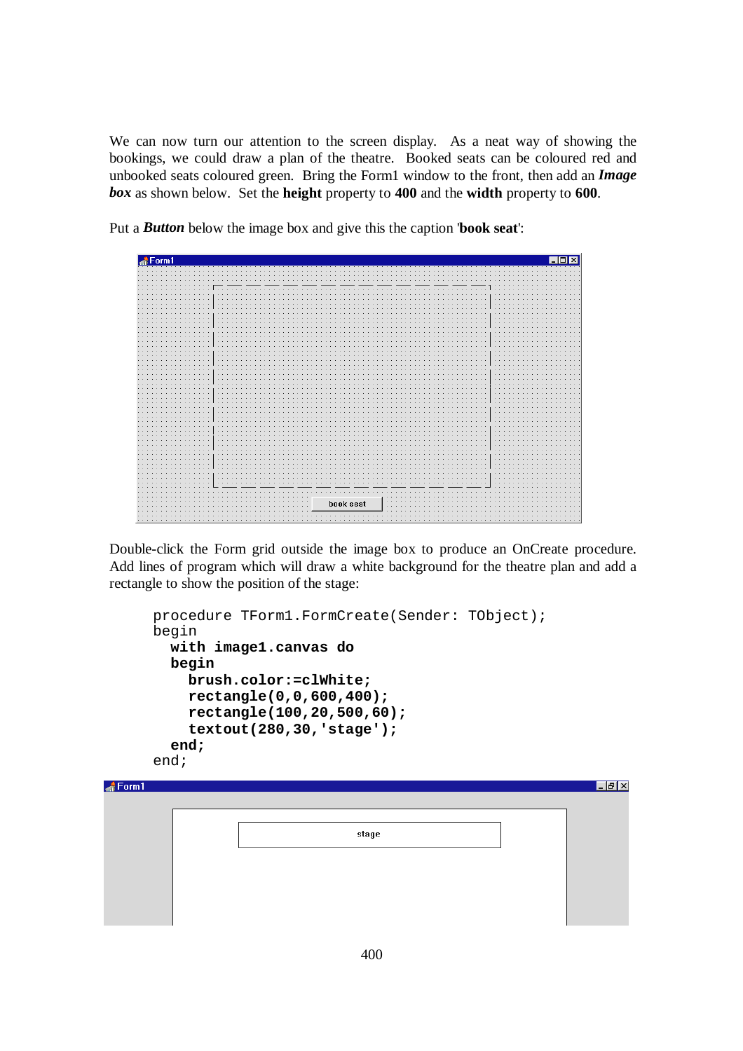We can now turn our attention to the screen display. As a neat way of showing the bookings, we could draw a plan of the theatre. Booked seats can be coloured red and unbooked seats coloured green. Bring the Form1 window to the front, then add an ***Image box*** as shown below. Set the **height** property to **400** and the **width** property to **600**.

Put a ***Button*** below the image box and give this the caption '**book seat**':

Double-click the Form grid outside the image box to produce an OnCreate procedure. Add lines of program which will draw a white background for the theatre plan and add a rectangle to show the position of the stage:

```
procedure TForm1.FormCreate(Sender: TObject);
begin
  with image1.canvas do
  begin
    brush.color:=clWhite;
    rectangle(0,0,600,400);
    rectangle(100,20,500,60);
    textout(280,30,'stage');
  end;
end;
```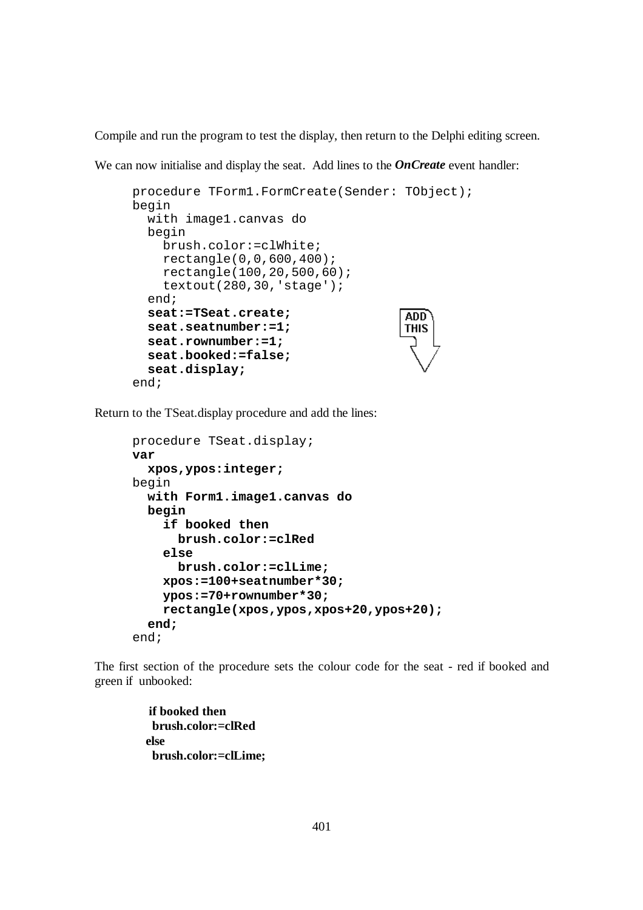Compile and run the program to test the display, then return to the Delphi editing screen.

We can now initialise and display the seat. Add lines to the ***OnCreate*** event handler:

```
procedure TForm1.FormCreate(Sender: TObject);
begin
  with image1.canvas do
  begin
    brush.color:=clWhite;
    rectangle(0,0,600,400);
    rectangle(100,20,500,60);
    textout(280,30,'stage');
  end;
  seat:=TSeat.create;
  seat.seatnumber:=1;
  seat.rownumber:=1;
  seat.booked:=false;
  seat.display;
end;
```

ADD THIS

Return to the TSeat.display procedure and add the lines:

```
procedure TSeat.display;
var
  xpos,ypos:integer;
begin
  with Form1.image1.canvas do
  begin
    if booked then
      brush.color:=clRed
    else
      brush.color:=clLime;
    xpos:=100+seatnumber*30;
    ypos:=70+rownumber*30;
    rectangle(xpos,ypos,xpos+20,ypos+20);
  end;
end;
```

The first section of the procedure sets the colour code for the seat - red if booked and green if unbooked:

```
if booked then
  brush.color:=clRed
else
  brush.color:=clLime;
```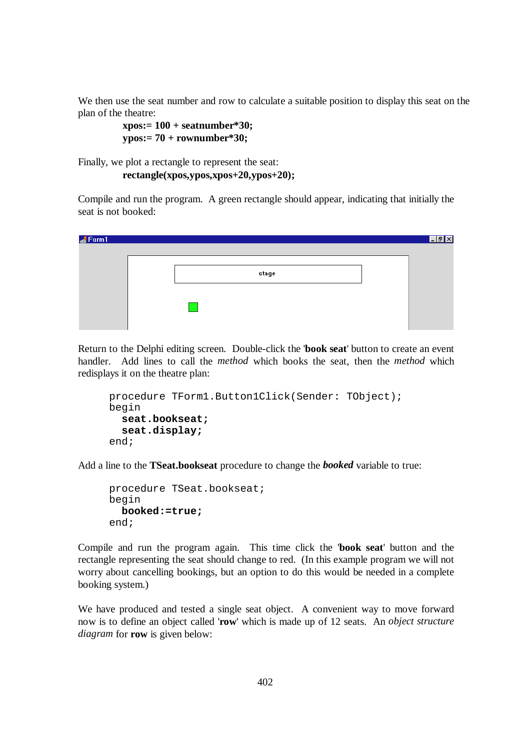We then use the seat number and row to calculate a suitable position to display this seat on the plan of the theatre:

**xpos:= 100 + seatnumber*30;**
**ypos:= 70 + rownumber*30;**

Finally, we plot a rectangle to represent the seat:

**rectangle(xpos,ypos,xpos+20,ypos+20);**

Compile and run the program. A green rectangle should appear, indicating that initially the seat is not booked:

Return to the Delphi editing screen. Double-click the '**book seat**' button to create an event handler. Add lines to call the *method* which books the seat, then the *method* which redisplays it on the theatre plan:

```
procedure TForm1.Button1Click(Sender: TObject);
begin
  seat.bookseat;
  seat.display;
end;
```

Add a line to the **TSeat.bookseat** procedure to change the ***booked*** variable to true:

```
procedure TSeat.bookseat;
begin
  booked:=true;
end;
```

Compile and run the program again. This time click the '**book seat**' button and the rectangle representing the seat should change to red. (In this example program we will not worry about cancelling bookings, but an option to do this would be needed in a complete booking system.)

We have produced and tested a single seat object. A convenient way to move forward now is to define an object called '**row**' which is made up of 12 seats. An *object structure diagram* for **row** is given below: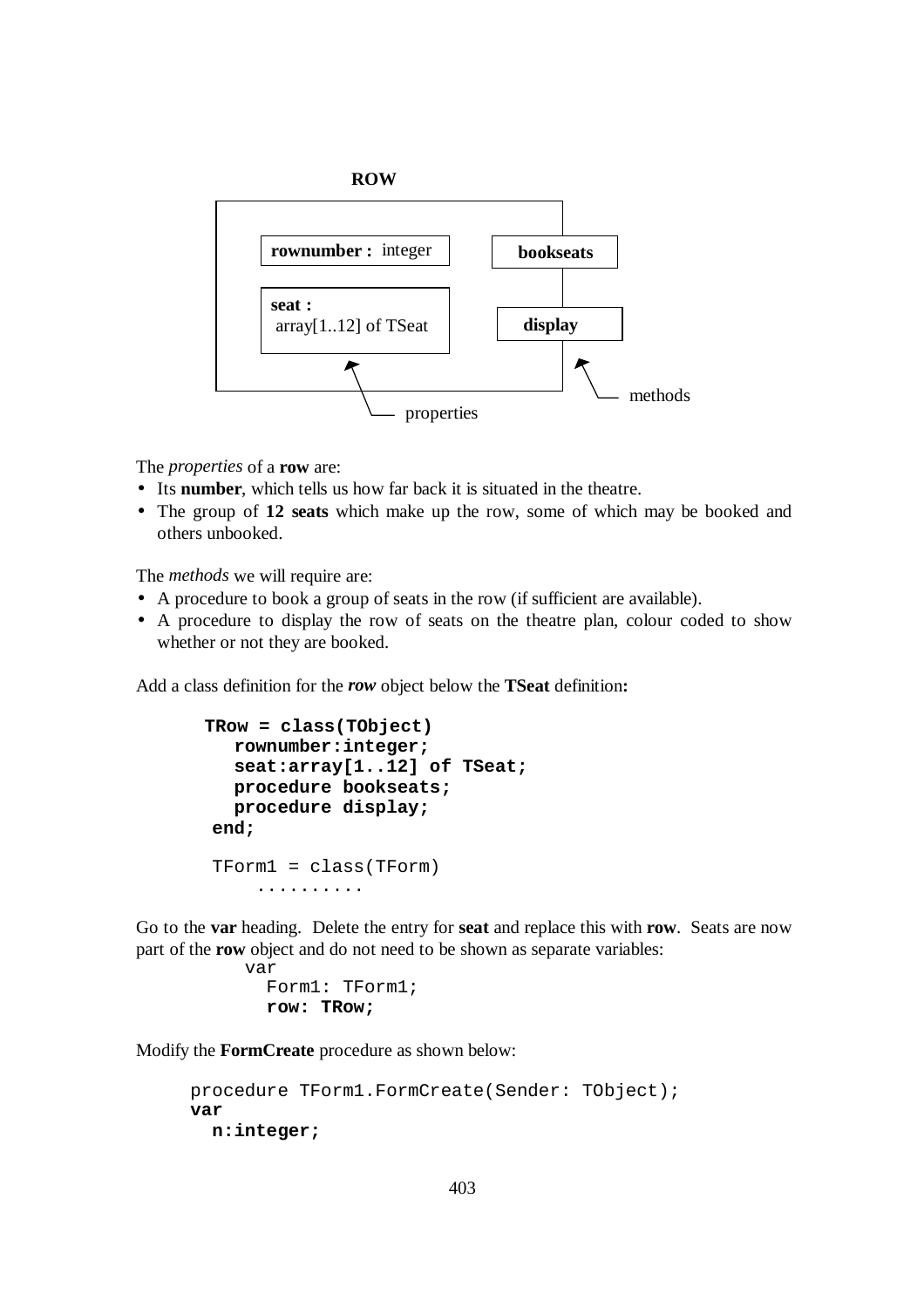**ROW**

| | |
|---|---|
| **rownumber :** integer | **bookseats** |
| **seat :** array[1..12] of TSeat | **display** |
| properties | methods |

The *properties* of a **row** are:

- Its **number**, which tells us how far back it is situated in the theatre.
- The group of **12 seats** which make up the row, some of which may be booked and others unbooked.

The *methods* we will require are:

- A procedure to book a group of seats in the row (if sufficient are available).
- A procedure to display the row of seats on the theatre plan, colour coded to show whether or not they are booked.

Add a class definition for the ***row*** object below the **TSeat** definition**:**

```
TRow = class(TObject)
   rownumber:integer;
   seat:array[1..12] of TSeat;
   procedure bookseats;
   procedure display;
 end;

 TForm1 = class(TForm)
     ..........
```

Go to the **var** heading. Delete the entry for **seat** and replace this with **row**. Seats are now part of the **row** object and do not need to be shown as separate variables:

```
var
  Form1: TForm1;
  row: TRow;
```

Modify the **FormCreate** procedure as shown below:

```
procedure TForm1.FormCreate(Sender: TObject);
var
  n:integer;
```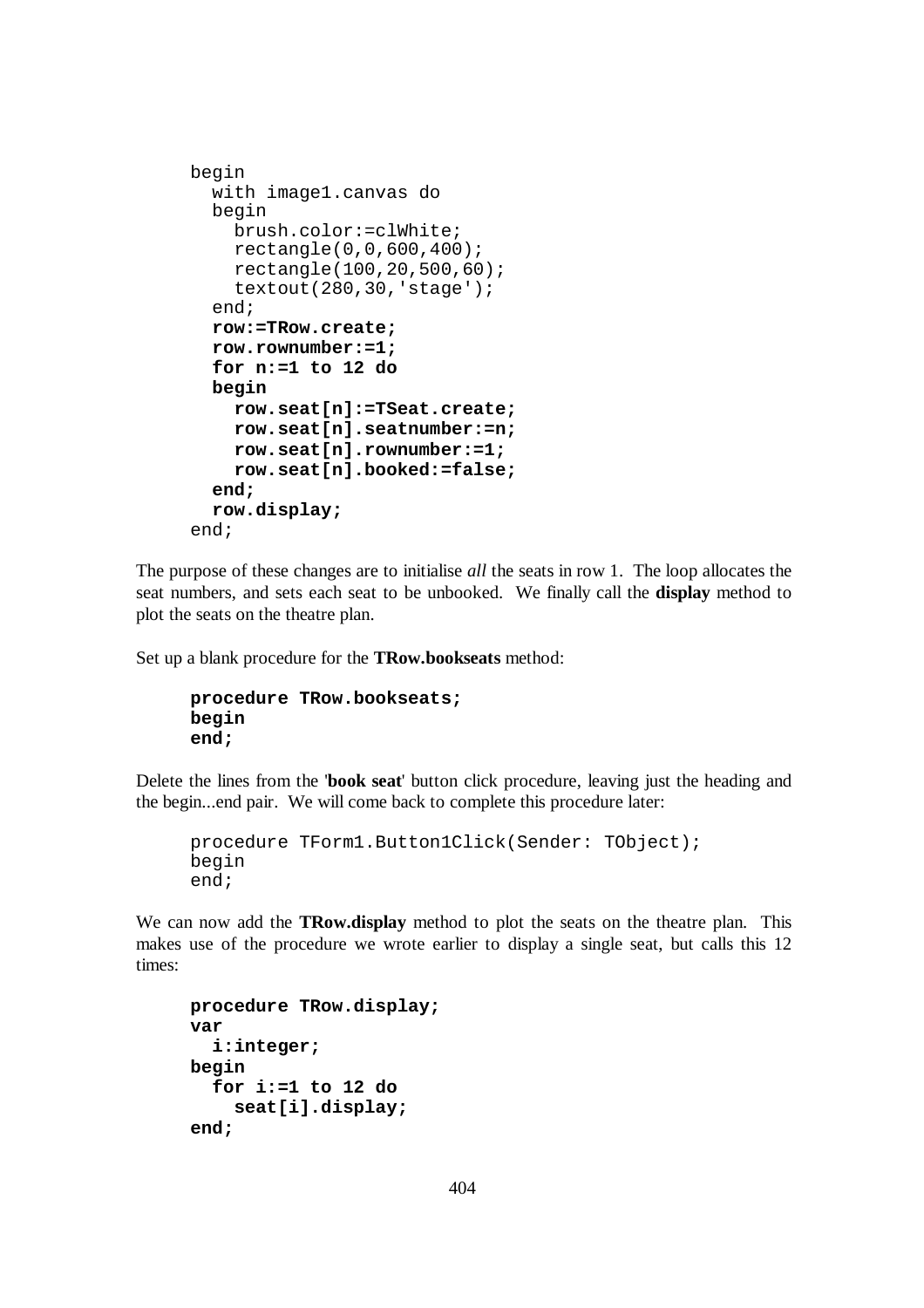```
begin
  with image1.canvas do
  begin
    brush.color:=clWhite;
    rectangle(0,0,600,400);
    rectangle(100,20,500,60);
    textout(280,30,'stage');
  end;
  row:=TRow.create;
  row.rownumber:=1;
  for n:=1 to 12 do
  begin
    row.seat[n]:=TSeat.create;
    row.seat[n].seatnumber:=n;
    row.seat[n].rownumber:=1;
    row.seat[n].booked:=false;
  end;
  row.display;
end;
```

The purpose of these changes are to initialise *all* the seats in row 1. The loop allocates the seat numbers, and sets each seat to be unbooked. We finally call the **display** method to plot the seats on the theatre plan.

Set up a blank procedure for the **TRow.bookseats** method:

```
procedure TRow.bookseats;
begin
end;
```

Delete the lines from the '**book seat**' button click procedure, leaving just the heading and the begin...end pair. We will come back to complete this procedure later:

```
procedure TForm1.Button1Click(Sender: TObject);
begin
end;
```

We can now add the **TRow.display** method to plot the seats on the theatre plan. This makes use of the procedure we wrote earlier to display a single seat, but calls this 12 times:

```
procedure TRow.display;
var
  i:integer;
begin
  for i:=1 to 12 do
    seat[i].display;
end;
```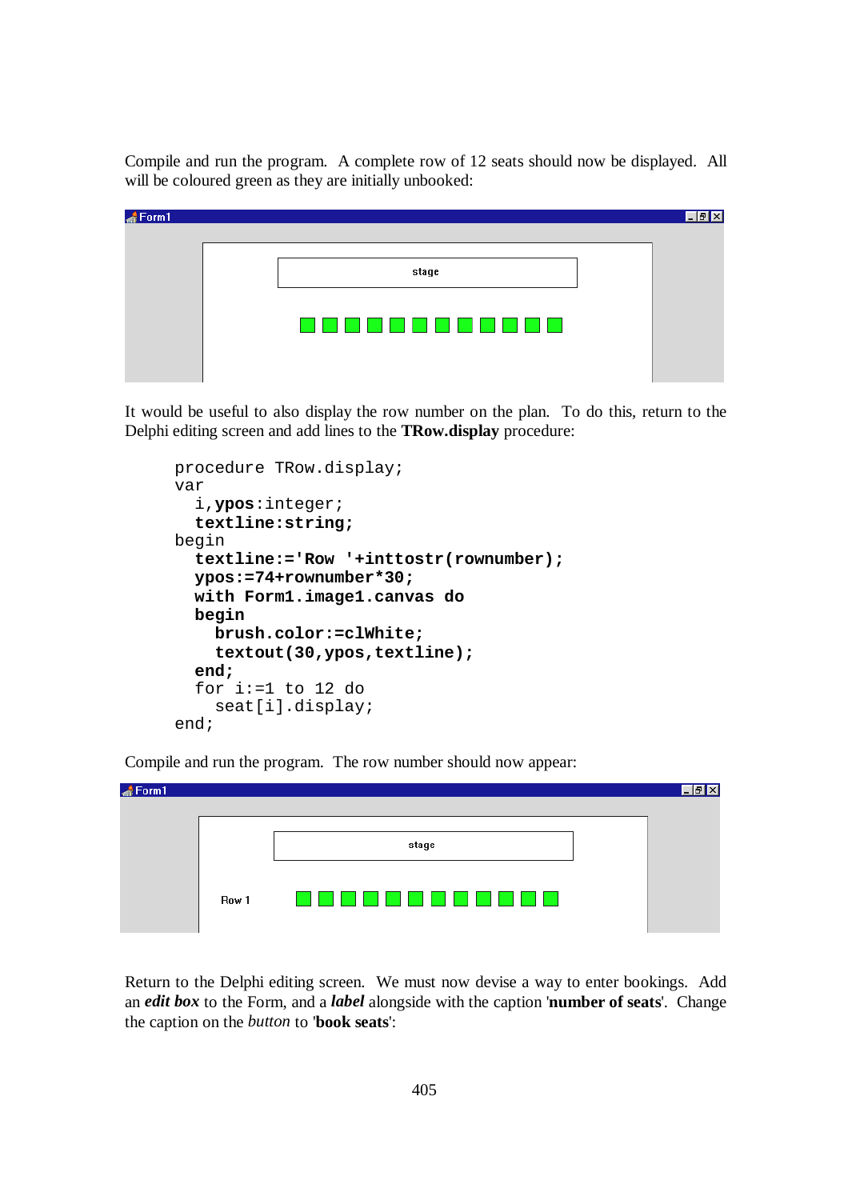Compile and run the program. A complete row of 12 seats should now be displayed. All will be coloured green as they are initially unbooked:

It would be useful to also display the row number on the plan. To do this, return to the Delphi editing screen and add lines to the **TRow.display** procedure:

```
procedure TRow.display;
var
  i,ypos:integer;
  textline:string;
begin
  textline:='Row '+inttostr(rownumber);
  ypos:=74+rownumber*30;
  with Form1.image1.canvas do
  begin
    brush.color:=clWhite;
    textout(30,ypos,textline);
  end;
  for i:=1 to 12 do
    seat[i].display;
end;
```

Compile and run the program. The row number should now appear:

Return to the Delphi editing screen. We must now devise a way to enter bookings. Add an ***edit box*** to the Form, and a ***label*** alongside with the caption '**number of seats**'. Change the caption on the *button* to '**book seats**':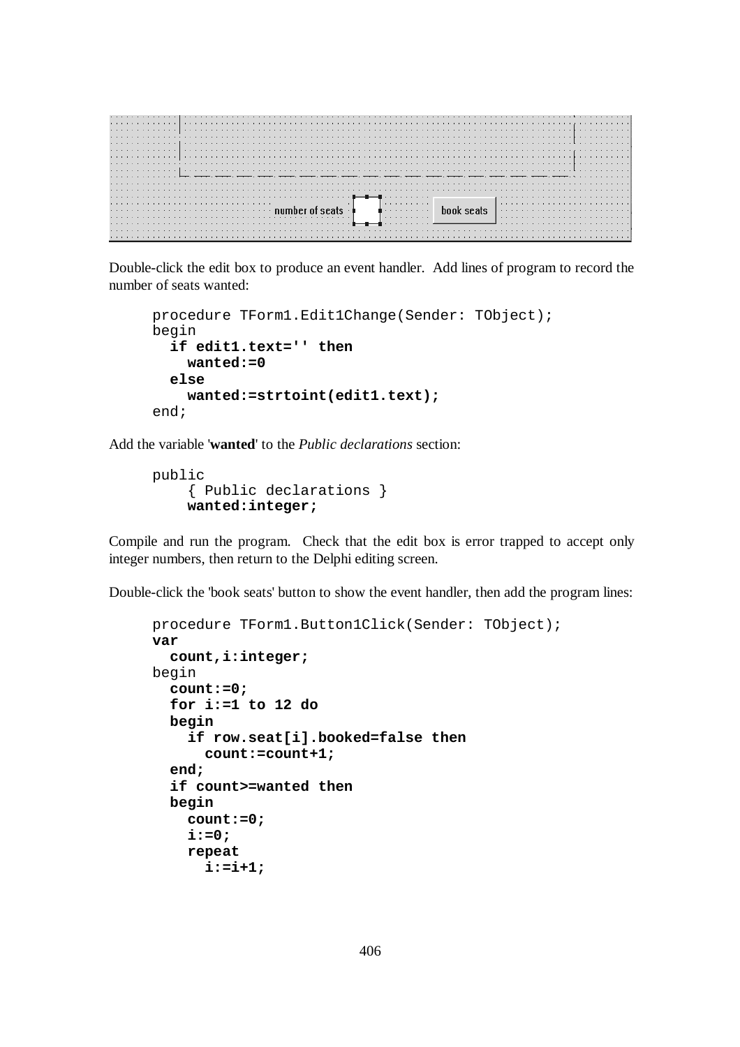Double-click the edit box to produce an event handler. Add lines of program to record the number of seats wanted:

```
procedure TForm1.Edit1Change(Sender: TObject);
begin
  if edit1.text='' then
    wanted:=0
  else
    wanted:=strtoint(edit1.text);
end;
```

Add the variable '**wanted**' to the *Public declarations* section:

```
public
    { Public declarations }
    wanted:integer;
```

Compile and run the program. Check that the edit box is error trapped to accept only integer numbers, then return to the Delphi editing screen.

Double-click the 'book seats' button to show the event handler, then add the program lines:

```
procedure TForm1.Button1Click(Sender: TObject);
var
  count,i:integer;
begin
  count:=0;
  for i:=1 to 12 do
  begin
    if row.seat[i].booked=false then
      count:=count+1;
  end;
  if count>=wanted then
  begin
    count:=0;
    i:=0;
    repeat
      i:=i+1;
```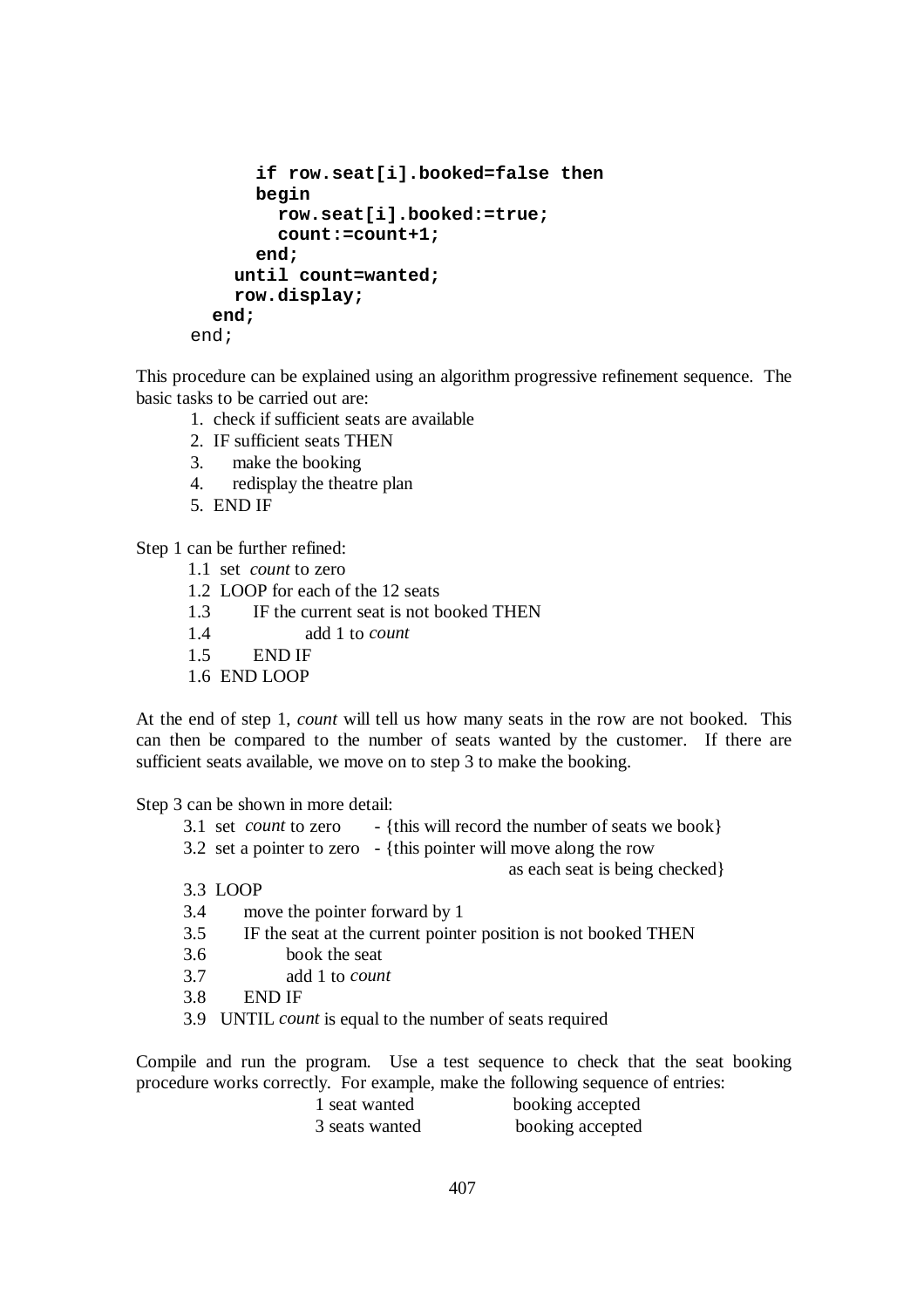```
        if row.seat[i].booked=false then
        begin
          row.seat[i].booked:=true;
          count:=count+1;
        end;
      until count=wanted;
      row.display;
    end;
  end;
```

This procedure can be explained using an algorithm progressive refinement sequence. The basic tasks to be carried out are:

1. check if sufficient seats are available
2. IF sufficient seats THEN
3. make the booking
4. redisplay the theatre plan
5. END IF

Step 1 can be further refined:

1.1 set *count* to zero
1.2 LOOP for each of the 12 seats
1.3 IF the current seat is not booked THEN
1.4 add 1 to *count*
1.5 END IF
1.6 END LOOP

At the end of step 1, *count* will tell us how many seats in the row are not booked. This can then be compared to the number of seats wanted by the customer. If there are sufficient seats available, we move on to step 3 to make the booking.

Step 3 can be shown in more detail:

3.1 set *count* to zero - {this will record the number of seats we book}
3.2 set a pointer to zero - {this pointer will move along the row as each seat is being checked}
3.3 LOOP
3.4 move the pointer forward by 1
3.5 IF the seat at the current pointer position is not booked THEN
3.6 book the seat
3.7 add 1 to *count*
3.8 END IF
3.9 UNTIL *count* is equal to the number of seats required

Compile and run the program. Use a test sequence to check that the seat booking procedure works correctly. For example, make the following sequence of entries:

| | |
|---|---|
| 1 seat wanted | booking accepted |
| 3 seats wanted | booking accepted |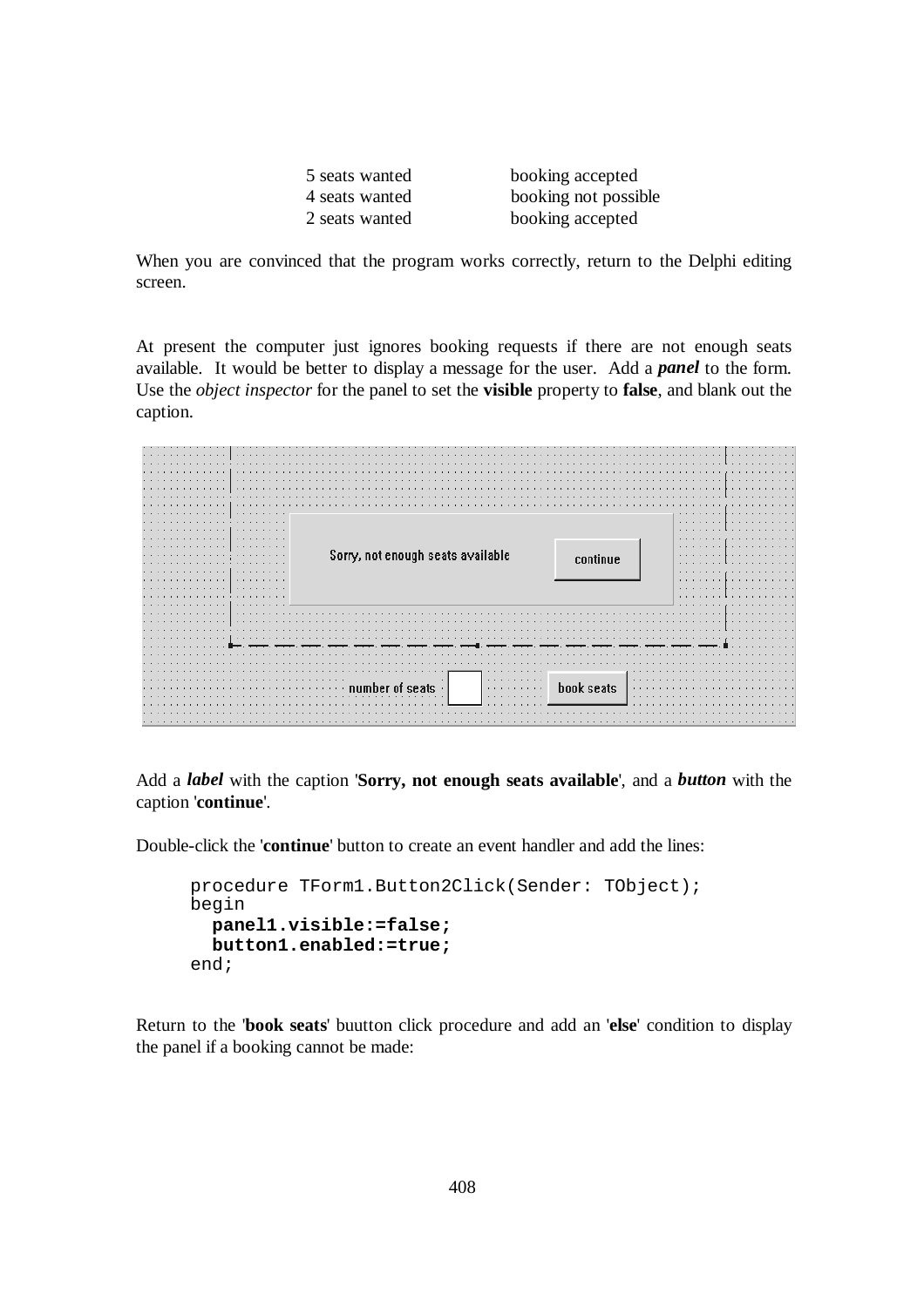| | |
|---|---|
| 5 seats wanted | booking accepted |
| 4 seats wanted | booking not possible |
| 2 seats wanted | booking accepted |

When you are convinced that the program works correctly, return to the Delphi editing screen.

At present the computer just ignores booking requests if there are not enough seats available. It would be better to display a message for the user. Add a ***panel*** to the form. Use the *object inspector* for the panel to set the **visible** property to **false**, and blank out the caption.

Add a ***label*** with the caption '**Sorry, not enough seats available**', and a ***button*** with the caption '**continue**'.

Double-click the '**continue**' button to create an event handler and add the lines:

```
procedure TForm1.Button2Click(Sender: TObject);
begin
  panel1.visible:=false;
  button1.enabled:=true;
end;
```

Return to the '**book seats**' buutton click procedure and add an '**else**' condition to display the panel if a booking cannot be made: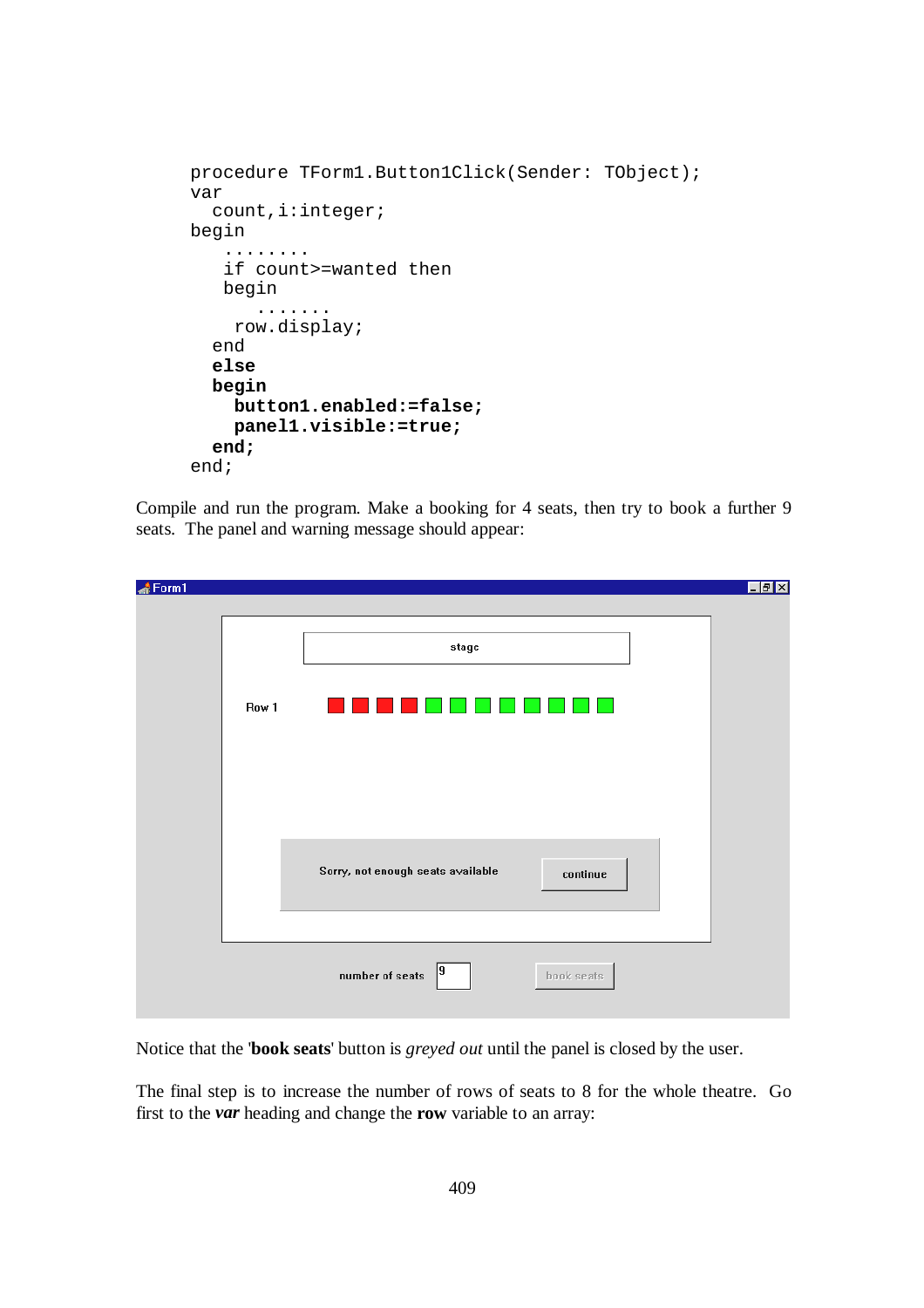```
procedure TForm1.Button1Click(Sender: TObject);
var
  count,i:integer;
begin
   ........
   if count>=wanted then
   begin
      .......
    row.display;
  end
  else
  begin
    button1.enabled:=false;
    panel1.visible:=true;
  end;
end;
```

Compile and run the program. Make a booking for 4 seats, then try to book a further 9 seats. The panel and warning message should appear:

Notice that the '**book seats**' button is *greyed out* until the panel is closed by the user.

The final step is to increase the number of rows of seats to 8 for the whole theatre. Go first to the ***var*** heading and change the **row** variable to an array: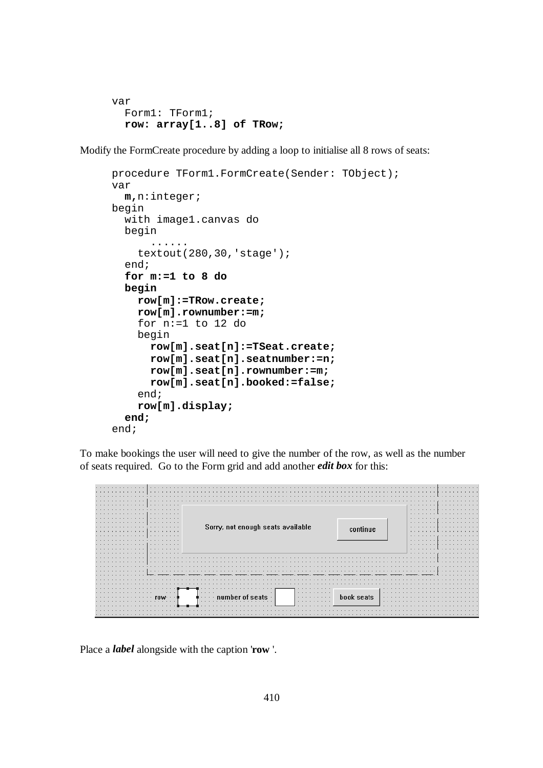```
var
  Form1: TForm1;
  row: array[1..8] of TRow;
```

Modify the FormCreate procedure by adding a loop to initialise all 8 rows of seats:

```
procedure TForm1.FormCreate(Sender: TObject);
var
  m,n:integer;
begin
  with image1.canvas do
  begin
     ......
    textout(280,30,'stage');
  end;
  for m:=1 to 8 do
  begin
    row[m]:=TRow.create;
    row[m].rownumber:=m;
    for n:=1 to 12 do
    begin
      row[m].seat[n]:=TSeat.create;
      row[m].seat[n].seatnumber:=n;
      row[m].seat[n].rownumber:=m;
      row[m].seat[n].booked:=false;
    end;
    row[m].display;
  end;
end;
```

To make bookings the user will need to give the number of the row, as well as the number of seats required. Go to the Form grid and add another ***edit box*** for this:

Sorry, not enough seats available    continue

row    number of seats    book seats

Place a ***label*** alongside with the caption '**row** '.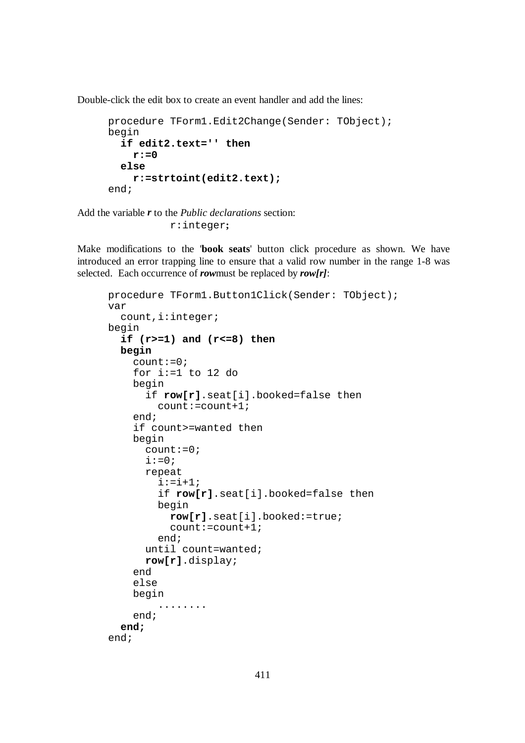Double-click the edit box to create an event handler and add the lines:

```
procedure TForm1.Edit2Change(Sender: TObject);
begin
  if edit2.text='' then
    r:=0
  else
    r:=strtoint(edit2.text);
end;
```

Add the variable ***r*** to the *Public declarations* section:

```
r:integer;
```

Make modifications to the '**book seats**' button click procedure as shown. We have introduced an error trapping line to ensure that a valid row number in the range 1-8 was selected. Each occurrence of ***row***must be replaced by ***row[r]***:

```
procedure TForm1.Button1Click(Sender: TObject);
var
  count,i:integer;
begin
  if (r>=1) and (r<=8) then
  begin
    count:=0;
    for i:=1 to 12 do
    begin
      if row[r].seat[i].booked=false then
        count:=count+1;
    end;
    if count>=wanted then
    begin
      count:=0;
      i:=0;
      repeat
        i:=i+1;
        if row[r].seat[i].booked=false then
        begin
          row[r].seat[i].booked:=true;
          count:=count+1;
        end;
      until count=wanted;
      row[r].display;
    end
    else
    begin
        ........
    end;
  end;
end;
```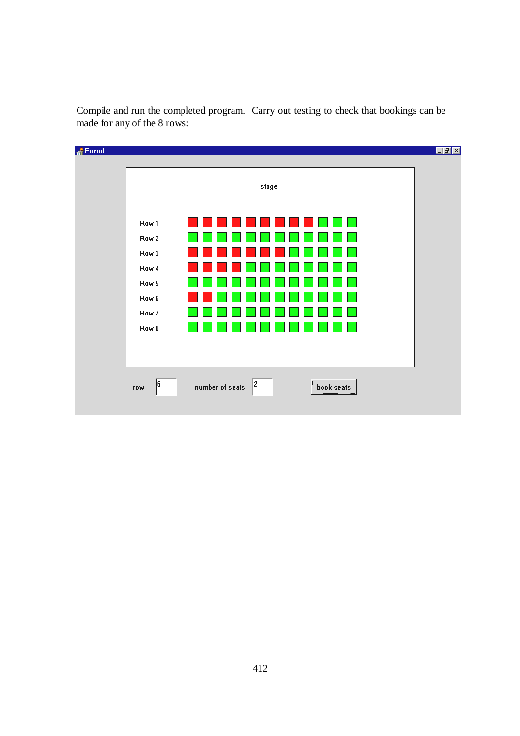Compile and run the completed program. Carry out testing to check that bookings can be made for any of the 8 rows:

Form1

stage

Row 1
Row 2
Row 3
Row 4
Row 5
Row 6
Row 7
Row 8

row 6 number of seats 2 book seats